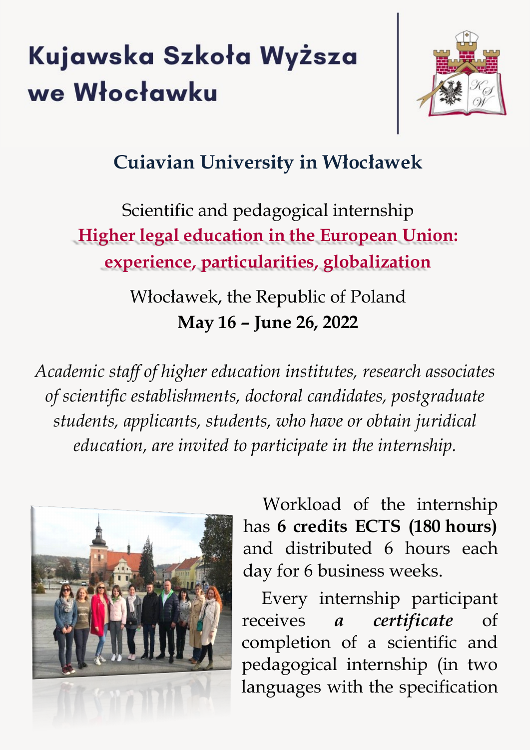# Kujawska Szkoła Wyższa we Włocławku

## Cuiavian University in Włocławek

Scientific and pedagogical internship

**Higher legal education in the European Union: experience, particularities, globalization**

Włocławek, the Republic of Poland

**May 16 – June 26, 2022**

*Academic staff of higher education institutes, research associates of scientific establishments, doctoral candidates, postgraduate students, applicants, students, who have or obtain juridical education, are invited to participate in the internship.*

Workload of the internship has **6 credits ECTS (180 hours)** and distributed 6 hours each day for 6 business weeks.

Every internship participant receives ***a certificate*** of completion of a scientific and pedagogical internship (in two languages with the specification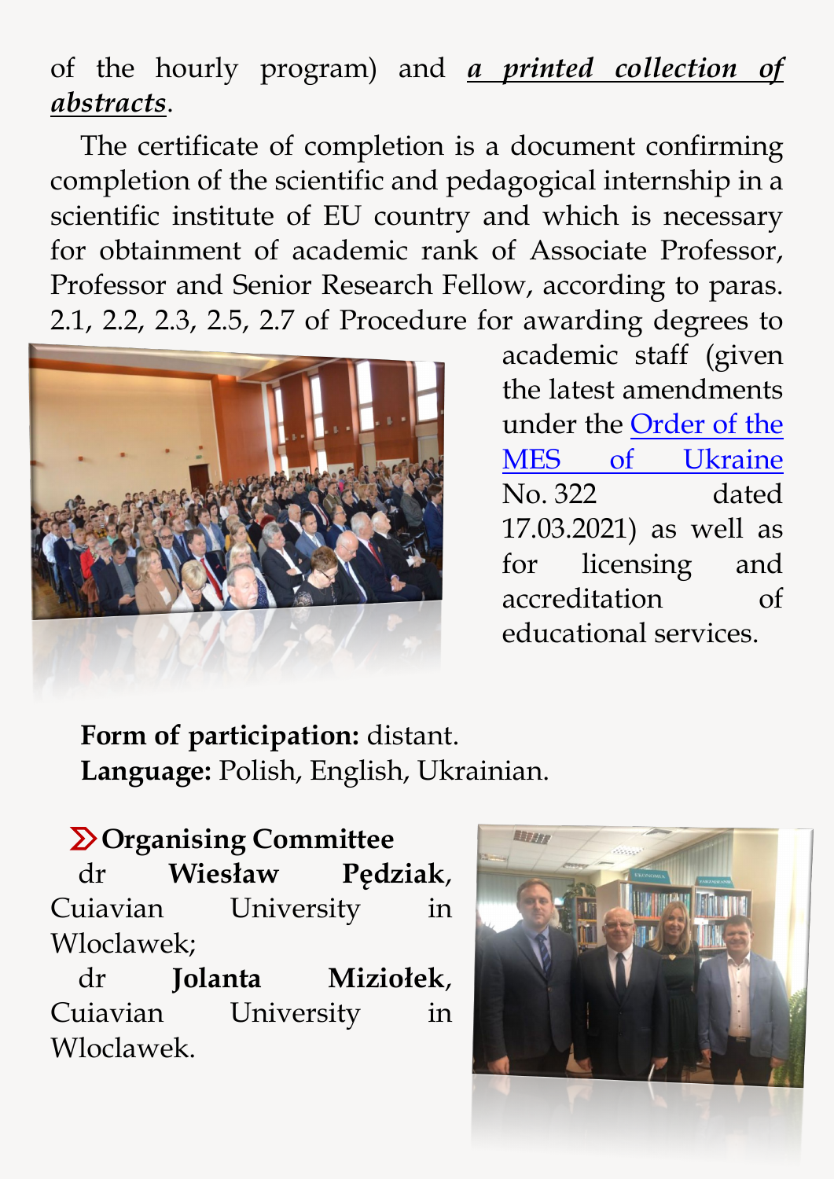of the hourly program) and ***a printed collection of abstracts***.

The certificate of completion is a document confirming completion of the scientific and pedagogical internship in a scientific institute of EU country and which is necessary for obtainment of academic rank of Associate Professor, Professor and Senior Research Fellow, according to paras. 2.1, 2.2, 2.3, 2.5, 2.7 of Procedure for awarding degrees to academic staff (given the latest amendments under the Order of the MES of Ukraine No. 322 dated 17.03.2021) as well as for licensing and accreditation of educational services.

**Form of participation:** distant.
**Language:** Polish, English, Ukrainian.

## Organising Committee

dr **Wiesław Pędziak**, Cuiavian University in Wloclawek;

dr **Jolanta Miziołek**, Cuiavian University in Wloclawek.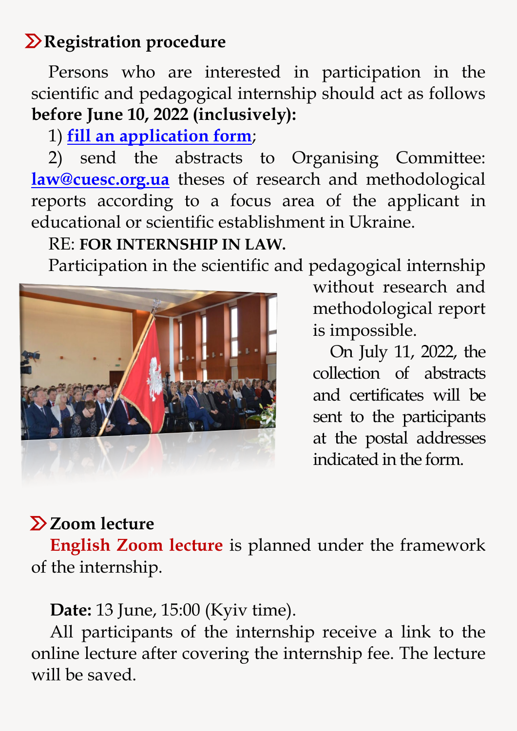## Registration procedure

Persons who are interested in participation in the scientific and pedagogical internship should act as follows **before June 10, 2022 (inclusively):**

1) **fill an application form**;

2) send the abstracts to Organising Committee: **law@cuesc.org.ua** theses of research and methodological reports according to a focus area of the applicant in educational or scientific establishment in Ukraine.

RE: **FOR INTERNSHIP IN LAW.**

Participation in the scientific and pedagogical internship without research and methodological report is impossible.

On July 11, 2022, the collection of abstracts and certificates will be sent to the participants at the postal addresses indicated in the form.

## Zoom lecture

**English Zoom lecture** is planned under the framework of the internship.

**Date:** 13 June, 15:00 (Kyiv time).

All participants of the internship receive a link to the online lecture after covering the internship fee. The lecture will be saved.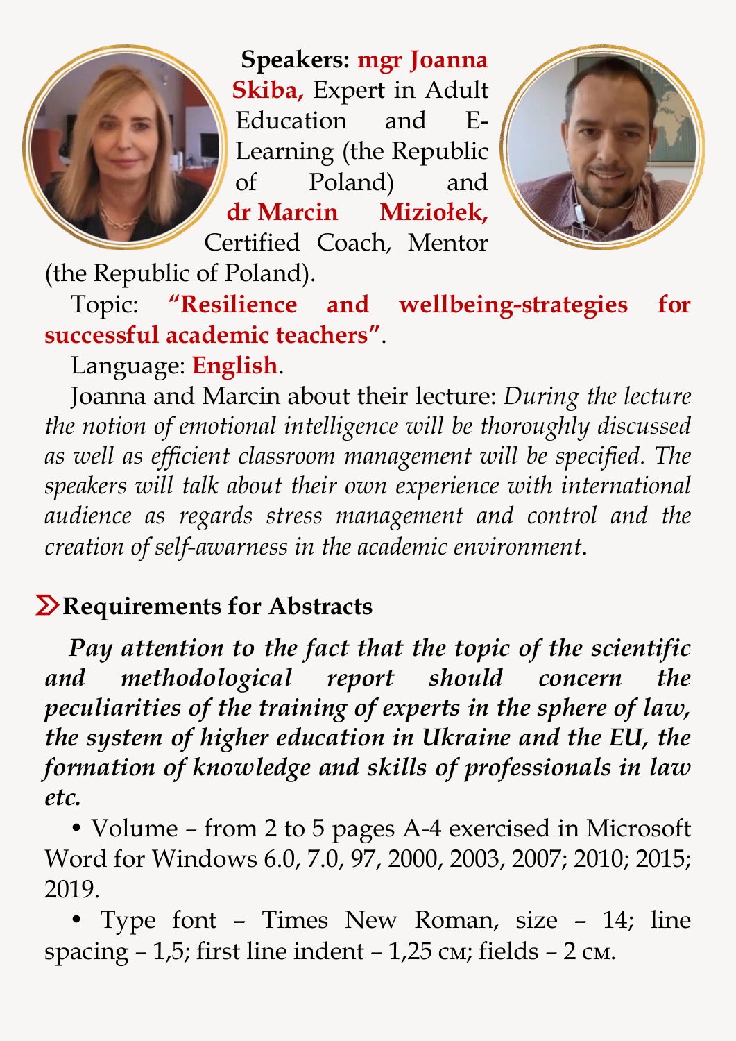**Speakers:** **mgr Joanna Skiba,** Expert in Adult Education and E-Learning (the Republic of Poland) and **dr Marcin Miziołek,** Certified Coach, Mentor (the Republic of Poland).

Topic: **"Resilience and wellbeing-strategies for successful academic teachers"**.

Language: **English**.

Joanna and Marcin about their lecture: *During the lecture the notion of emotional intelligence will be thoroughly discussed as well as efficient classroom management will be specified. The speakers will talk about their own experience with international audience as regards stress management and control and the creation of self-awarness in the academic environment.*

## Requirements for Abstracts

***Pay attention to the fact that the topic of the scientific and methodological report should concern the peculiarities of the training of experts in the sphere of law, the system of higher education in Ukraine and the EU, the formation of knowledge and skills of professionals in law etc.***

- Volume – from 2 to 5 pages A-4 exercised in Microsoft Word for Windows 6.0, 7.0, 97, 2000, 2003, 2007; 2010; 2015; 2019.
- Type font – Times New Roman, size – 14; line spacing – 1,5; first line indent – 1,25 см; fields – 2 см.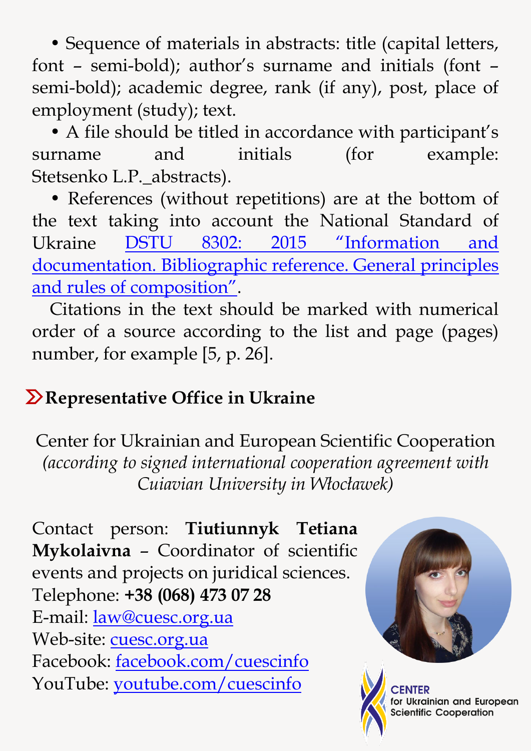• Sequence of materials in abstracts: title (capital letters, font – semi-bold); author's surname and initials (font – semi-bold); academic degree, rank (if any), post, place of employment (study); text.

• A file should be titled in accordance with participant's surname and initials (for example: Stetsenko L.P._abstracts).

• References (without repetitions) are at the bottom of the text taking into account the National Standard of Ukraine DSTU 8302: 2015 "Information and documentation. Bibliographic reference. General principles and rules of composition".

Citations in the text should be marked with numerical order of a source according to the list and page (pages) number, for example [5, p. 26].

## Representative Office in Ukraine

Center for Ukrainian and European Scientific Cooperation
*(according to signed international cooperation agreement with Cuiavian University in Włocławek)*

Contact person: **Tiutiunnyk Tetiana Mykolaivna** – Coordinator of scientific events and projects on juridical sciences.
Telephone: **+38 (068) 473 07 28**
E-mail: law@cuesc.org.ua
Web-site: cuesc.org.ua
Facebook: facebook.com/cuescinfo
YouTube: youtube.com/cuescinfo

CENTER for Ukrainian and European Scientific Cooperation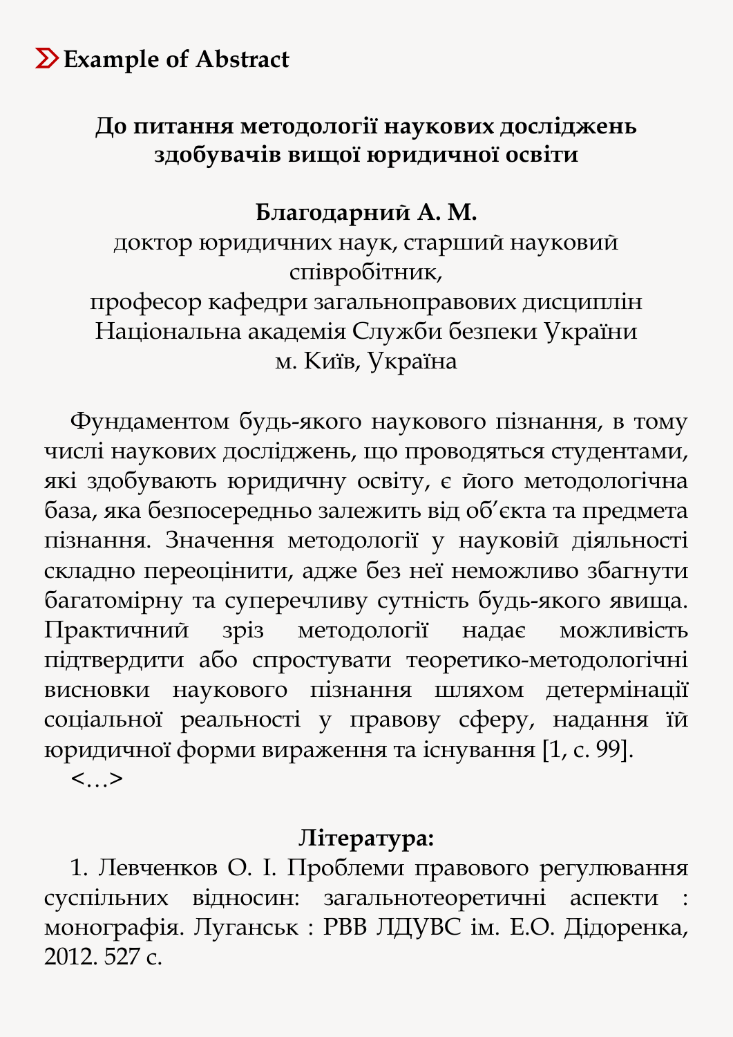## Example of Abstract

**До питання методології наукових досліджень здобувачів вищої юридичної освіти**

**Благодарний А. М.**
доктор юридичних наук, старший науковий співробітник,
професор кафедри загальноправових дисциплін
Національна академія Служби безпеки України
м. Київ, Україна

Фундаментом будь-якого наукового пізнання, в тому числі наукових досліджень, що проводяться студентами, які здобувають юридичну освіту, є його методологічна база, яка безпосередньо залежить від об'єкта та предмета пізнання. Значення методології у науковій діяльності складно переоцінити, адже без неї неможливо збагнути багатомірну та суперечливу сутність будь-якого явища. Практичний зріз методології надає можливість підтвердити або спростувати теоретико-методологічні висновки наукового пізнання шляхом детермінації соціальної реальності у правову сферу, надання їй юридичної форми вираження та існування [1, с. 99].

<…>

**Література:**

1. Левченков О. І. Проблеми правового регулювання суспільних відносин: загальнотеоретичні аспекти : монографія. Луганськ : РВВ ЛДУВС ім. Е.О. Дідоренка, 2012. 527 с.